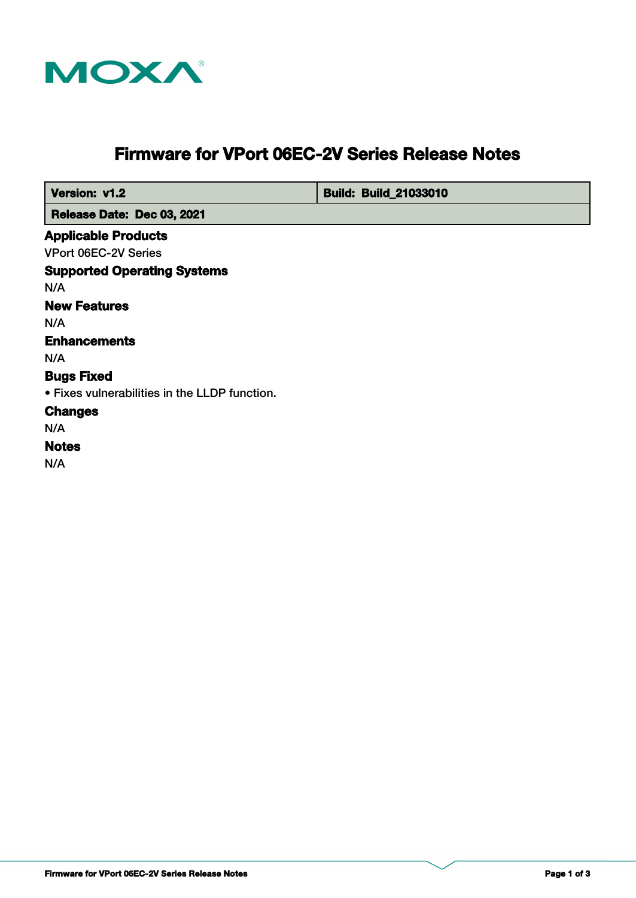MOXA

# Firmware for VPort 06EC-2V Series Release Notes

| Version: v1.2 | Build: Build_21033010 |
|---|---|
| Release Date: Dec 03, 2021 | |

## Applicable Products

VPort 06EC-2V Series

## Supported Operating Systems

N/A

## New Features

N/A

## Enhancements

N/A

## Bugs Fixed

- Fixes vulnerabilities in the LLDP function.

## Changes

N/A

## Notes

N/A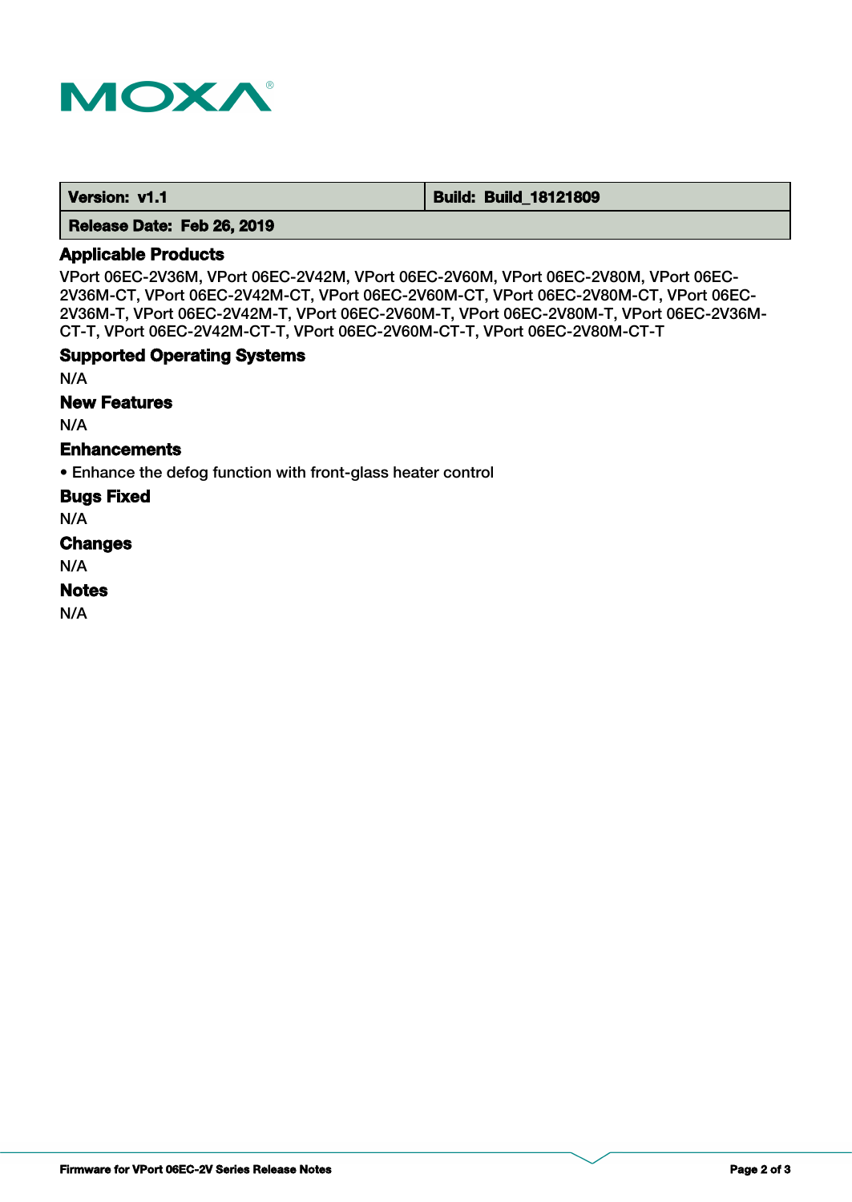| Version: v1.1 | Build: Build_18121809 |
| --- | --- |
| Release Date: Feb 26, 2019 | |

## Applicable Products

VPort 06EC-2V36M, VPort 06EC-2V42M, VPort 06EC-2V60M, VPort 06EC-2V80M, VPort 06EC-2V36M-CT, VPort 06EC-2V42M-CT, VPort 06EC-2V60M-CT, VPort 06EC-2V80M-CT, VPort 06EC-2V36M-T, VPort 06EC-2V42M-T, VPort 06EC-2V60M-T, VPort 06EC-2V80M-T, VPort 06EC-2V36M-CT-T, VPort 06EC-2V42M-CT-T, VPort 06EC-2V60M-CT-T, VPort 06EC-2V80M-CT-T

## Supported Operating Systems

N/A

## New Features

N/A

## Enhancements

- Enhance the defog function with front-glass heater control

## Bugs Fixed

N/A

## Changes

N/A

## Notes

N/A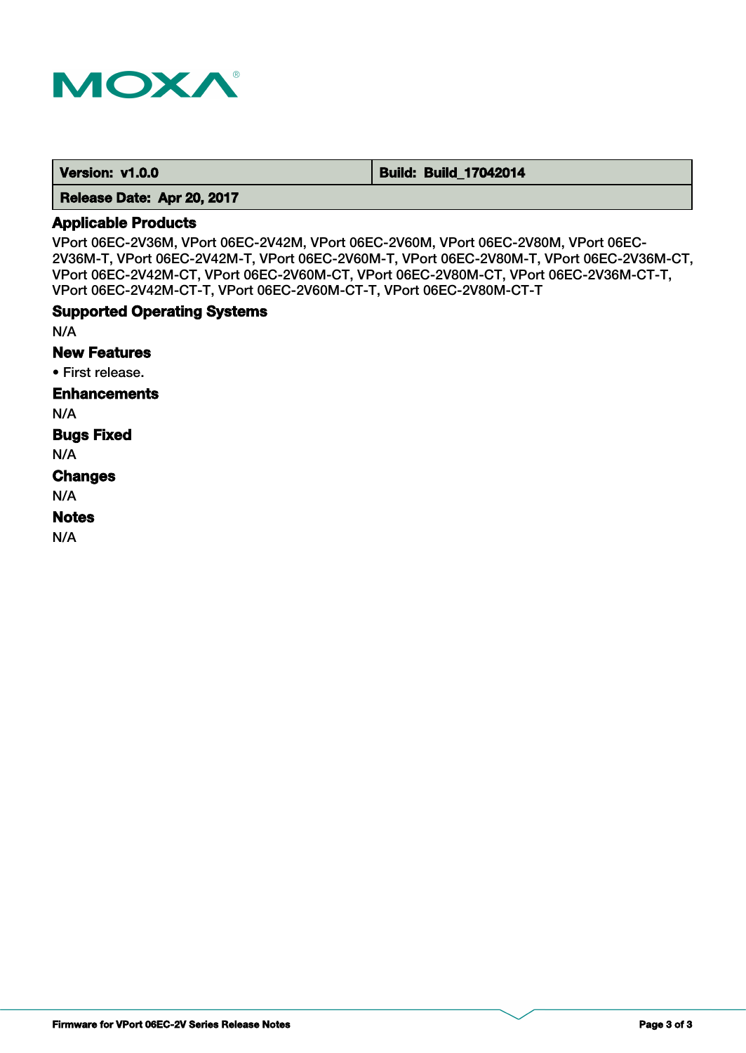| Version: v1.0.0 | Build: Build_17042014 |
| --- | --- |
| Release Date: Apr 20, 2017 | |

### Applicable Products

VPort 06EC-2V36M, VPort 06EC-2V42M, VPort 06EC-2V60M, VPort 06EC-2V80M, VPort 06EC-2V36M-T, VPort 06EC-2V42M-T, VPort 06EC-2V60M-T, VPort 06EC-2V80M-T, VPort 06EC-2V36M-CT, VPort 06EC-2V42M-CT, VPort 06EC-2V60M-CT, VPort 06EC-2V80M-CT, VPort 06EC-2V36M-CT-T, VPort 06EC-2V42M-CT-T, VPort 06EC-2V60M-CT-T, VPort 06EC-2V80M-CT-T

### Supported Operating Systems

N/A

### New Features

- First release.

### Enhancements

N/A

### Bugs Fixed

N/A

### Changes

N/A

### Notes

N/A